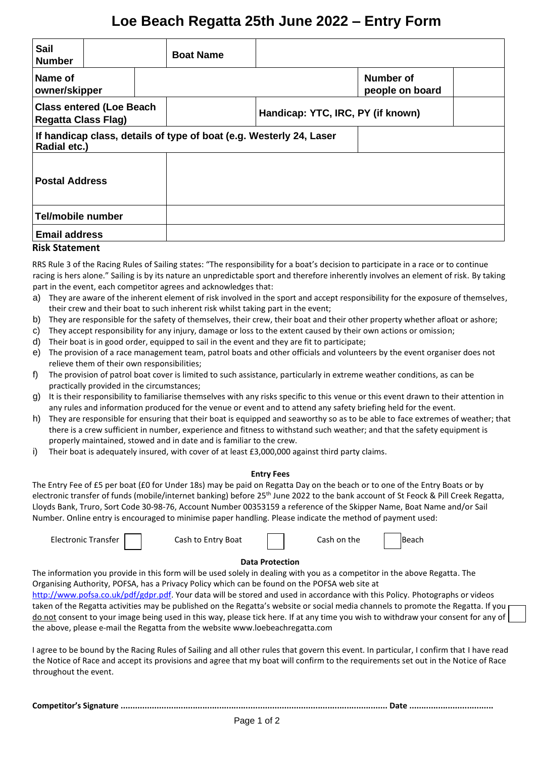# Loe Beach Regatta 25th June 2022 – Entry Form

| **Sail Number** | | **Boat Name** | |
|---|---|---|---|
| **Name of owner/skipper** | | **Number of people on board** | |
| **Class entered (Loe Beach Regatta Class Flag)** | | **Handicap: YTC, IRC, PY (if known)** | |
| **If handicap class, details of type of boat (e.g. Westerly 24, Laser Radial etc.)** | | | |
| **Postal Address** | | | |
| **Tel/mobile number** | | | |
| **Email address** | | | |

**Risk Statement**

RRS Rule 3 of the Racing Rules of Sailing states: "The responsibility for a boat's decision to participate in a race or to continue racing is hers alone." Sailing is by its nature an unpredictable sport and therefore inherently involves an element of risk. By taking part in the event, each competitor agrees and acknowledges that:

a) They are aware of the inherent element of risk involved in the sport and accept responsibility for the exposure of themselves, their crew and their boat to such inherent risk whilst taking part in the event;
b) They are responsible for the safety of themselves, their crew, their boat and their other property whether afloat or ashore;
c) They accept responsibility for any injury, damage or loss to the extent caused by their own actions or omission;
d) Their boat is in good order, equipped to sail in the event and they are fit to participate;
e) The provision of a race management team, patrol boats and other officials and volunteers by the event organiser does not relieve them of their own responsibilities;
f) The provision of patrol boat cover is limited to such assistance, particularly in extreme weather conditions, as can be practically provided in the circumstances;
g) It is their responsibility to familiarise themselves with any risks specific to this venue or this event drawn to their attention in any rules and information produced for the venue or event and to attend any safety briefing held for the event.
h) They are responsible for ensuring that their boat is equipped and seaworthy so as to be able to face extremes of weather; that there is a crew sufficient in number, experience and fitness to withstand such weather; and that the safety equipment is properly maintained, stowed and in date and is familiar to the crew.
i) Their boat is adequately insured, with cover of at least £3,000,000 against third party claims.

**Entry Fees**

The Entry Fee of £5 per boat (£0 for Under 18s) may be paid on Regatta Day on the beach or to one of the Entry Boats or by electronic transfer of funds (mobile/internet banking) before 25th June 2022 to the bank account of St Feock & Pill Creek Regatta, Lloyds Bank, Truro, Sort Code 30-98-76, Account Number 00353159 a reference of the Skipper Name, Boat Name and/or Sail Number. Online entry is encouraged to minimise paper handling. Please indicate the method of payment used:

Electronic Transfer ☐ Cash to Entry Boat ☐ Cash on the ☐ Beach

**Data Protection**

The information you provide in this form will be used solely in dealing with you as a competitor in the above Regatta. The Organising Authority, POFSA, has a Privacy Policy which can be found on the POFSA web site at http://www.pofsa.co.uk/pdf/gdpr.pdf. Your data will be stored and used in accordance with this Policy. Photographs or videos taken of the Regatta activities may be published on the Regatta's website or social media channels to promote the Regatta. If you do not consent to your image being used in this way, please tick here. ☐ If at any time you wish to withdraw your consent for any of the above, please e-mail the Regatta from the website www.loebeachregatta.com

I agree to be bound by the Racing Rules of Sailing and all other rules that govern this event. In particular, I confirm that I have read the Notice of Race and accept its provisions and agree that my boat will confirm to the requirements set out in the Notice of Race throughout the event.

**Competitor's Signature .............................................................................................................. Date ..................................**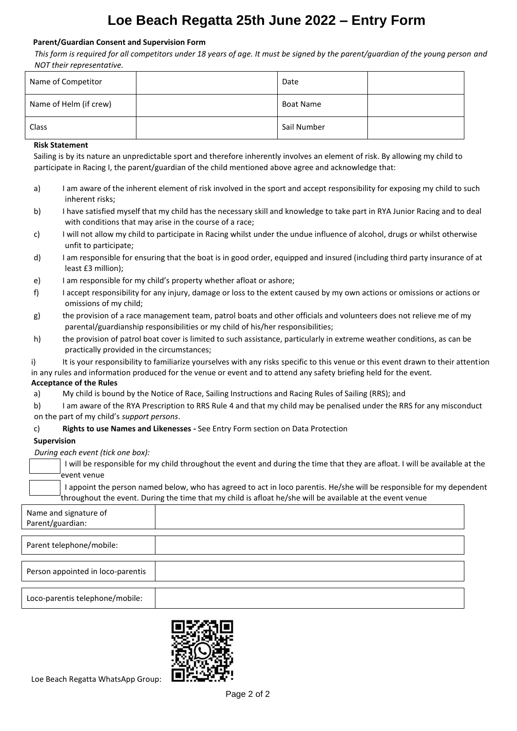# Loe Beach Regatta 25th June 2022 – Entry Form

**Parent/Guardian Consent and Supervision Form**

*This form is required for all competitors under 18 years of age. It must be signed by the parent/guardian of the young person and NOT their representative.*

| | | | |
|---|---|---|---|
| Name of Competitor | | Date | |
| Name of Helm (if crew) | | Boat Name | |
| Class | | Sail Number | |

**Risk Statement**

Sailing is by its nature an unpredictable sport and therefore inherently involves an element of risk. By allowing my child to participate in Racing I, the parent/guardian of the child mentioned above agree and acknowledge that:

a) I am aware of the inherent element of risk involved in the sport and accept responsibility for exposing my child to such inherent risks;

b) I have satisfied myself that my child has the necessary skill and knowledge to take part in RYA Junior Racing and to deal with conditions that may arise in the course of a race;

c) I will not allow my child to participate in Racing whilst under the undue influence of alcohol, drugs or whilst otherwise unfit to participate;

d) I am responsible for ensuring that the boat is in good order, equipped and insured (including third party insurance of at least £3 million);

e) I am responsible for my child's property whether afloat or ashore;

f) I accept responsibility for any injury, damage or loss to the extent caused by my own actions or omissions or actions or omissions of my child;

g) the provision of a race management team, patrol boats and other officials and volunteers does not relieve me of my parental/guardianship responsibilities or my child of his/her responsibilities;

h) the provision of patrol boat cover is limited to such assistance, particularly in extreme weather conditions, as can be practically provided in the circumstances;

i) It is your responsibility to familiarize yourselves with any risks specific to this venue or this event drawn to their attention in any rules and information produced for the venue or event and to attend any safety briefing held for the event.

**Acceptance of the Rules**

a) My child is bound by the Notice of Race, Sailing Instructions and Racing Rules of Sailing (RRS); and

b) I am aware of the RYA Prescription to RRS Rule 4 and that my child may be penalised under the RRS for any misconduct on the part of my child's *support persons*.

c) **Rights to use Names and Likenesses -** See Entry Form section on Data Protection

**Supervision**

*During each event (tick one box):*

☐ I will be responsible for my child throughout the event and during the time that they are afloat. I will be available at the event venue

☐ I appoint the person named below, who has agreed to act in loco parentis. He/she will be responsible for my dependent throughout the event. During the time that my child is afloat he/she will be available at the event venue

| | |
|---|---|
| Name and signature of Parent/guardian: | |
| Parent telephone/mobile: | |
| Person appointed in loco-parentis | |
| Loco-parentis telephone/mobile: | |

Loe Beach Regatta WhatsApp Group: